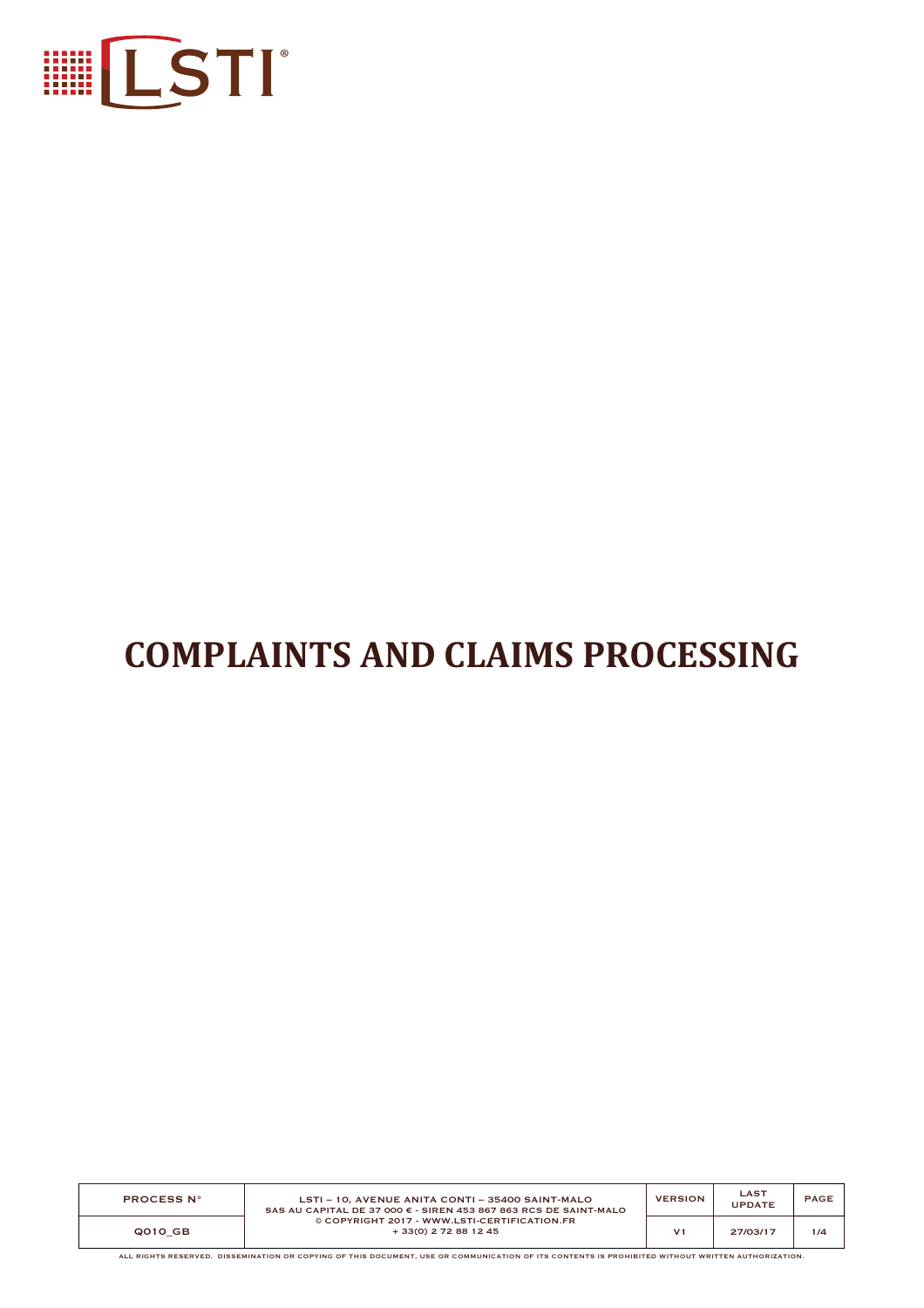# COMPLAINTS AND CLAIMS PROCESSING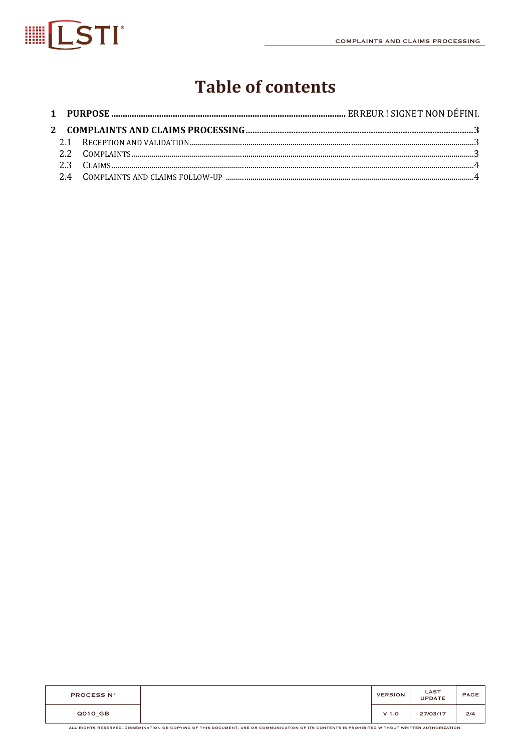# Table of contents

**1 PURPOSE** ....................................................................................................... ERREUR ! SIGNET NON DÉFINI.

**2 COMPLAINTS AND CLAIMS PROCESSING** ..................................................................................................... 3

- 2.1 RECEPTION AND VALIDATION ........................................................................................................................ 3
- 2.2 COMPLAINTS ................................................................................................................................................ 3
- 2.3 CLAIMS ........................................................................................................................................................ 4
- 2.4 COMPLAINTS AND CLAIMS FOLLOW-UP ............................................................................................................ 4

| PROCESS N° | | VERSION | LAST UPDATE | PAGE |
|---|---|---|---|---|
| Q010_GB | | V 1.0 | 27/03/17 | 2/4 |

ALL RIGHTS RESERVED. DISSEMINATION OR COPYING OF THIS DOCUMENT, USE OR COMMUNICATION OF ITS CONTENTS IS PROHIBITED WITHOUT WRITTEN AUTHORIZATION.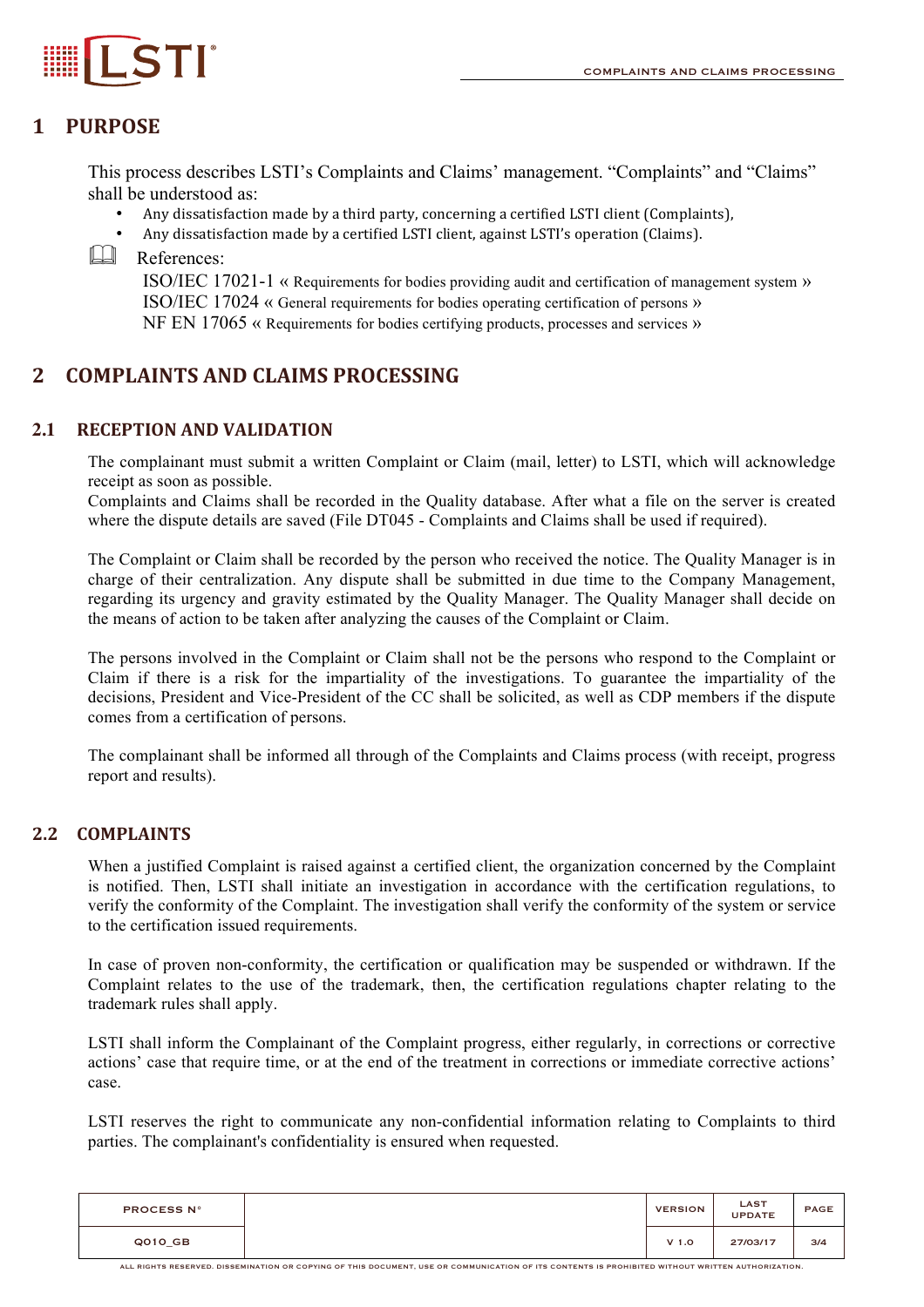# 1 PURPOSE

This process describes LSTI's Complaints and Claims' management. "Complaints" and "Claims" shall be understood as:

- Any dissatisfaction made by a third party, concerning a certified LSTI client (Complaints),
- Any dissatisfaction made by a certified LSTI client, against LSTI's operation (Claims).

References:

ISO/IEC 17021-1 « Requirements for bodies providing audit and certification of management system »
ISO/IEC 17024 « General requirements for bodies operating certification of persons »
NF EN 17065 « Requirements for bodies certifying products, processes and services »

# 2 COMPLAINTS AND CLAIMS PROCESSING

## 2.1 RECEPTION AND VALIDATION

The complainant must submit a written Complaint or Claim (mail, letter) to LSTI, which will acknowledge receipt as soon as possible.
Complaints and Claims shall be recorded in the Quality database. After what a file on the server is created where the dispute details are saved (File DT045 - Complaints and Claims shall be used if required).

The Complaint or Claim shall be recorded by the person who received the notice. The Quality Manager is in charge of their centralization. Any dispute shall be submitted in due time to the Company Management, regarding its urgency and gravity estimated by the Quality Manager. The Quality Manager shall decide on the means of action to be taken after analyzing the causes of the Complaint or Claim.

The persons involved in the Complaint or Claim shall not be the persons who respond to the Complaint or Claim if there is a risk for the impartiality of the investigations. To guarantee the impartiality of the decisions, President and Vice-President of the CC shall be solicited, as well as CDP members if the dispute comes from a certification of persons.

The complainant shall be informed all through of the Complaints and Claims process (with receipt, progress report and results).

## 2.2 COMPLAINTS

When a justified Complaint is raised against a certified client, the organization concerned by the Complaint is notified. Then, LSTI shall initiate an investigation in accordance with the certification regulations, to verify the conformity of the Complaint. The investigation shall verify the conformity of the system or service to the certification issued requirements.

In case of proven non-conformity, the certification or qualification may be suspended or withdrawn. If the Complaint relates to the use of the trademark, then, the certification regulations chapter relating to the trademark rules shall apply.

LSTI shall inform the Complainant of the Complaint progress, either regularly, in corrections or corrective actions' case that require time, or at the end of the treatment in corrections or immediate corrective actions' case.

LSTI reserves the right to communicate any non-confidential information relating to Complaints to third parties. The complainant's confidentiality is ensured when requested.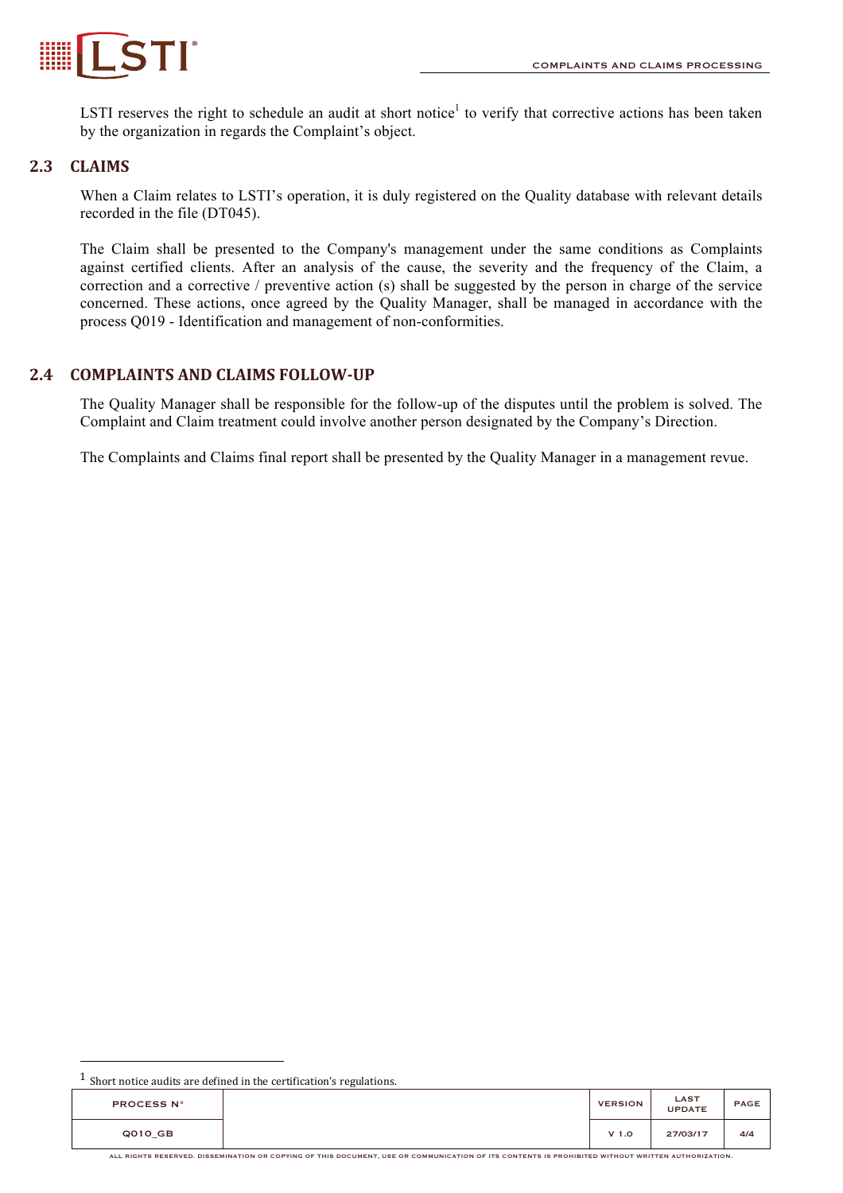LSTI reserves the right to schedule an audit at short notice[1] to verify that corrective actions has been taken by the organization in regards the Complaint's object.

## 2.3 CLAIMS

When a Claim relates to LSTI's operation, it is duly registered on the Quality database with relevant details recorded in the file (DT045).

The Claim shall be presented to the Company's management under the same conditions as Complaints against certified clients. After an analysis of the cause, the severity and the frequency of the Claim, a correction and a corrective / preventive action (s) shall be suggested by the person in charge of the service concerned. These actions, once agreed by the Quality Manager, shall be managed in accordance with the process Q019 - Identification and management of non-conformities.

## 2.4 COMPLAINTS AND CLAIMS FOLLOW-UP

The Quality Manager shall be responsible for the follow-up of the disputes until the problem is solved. The Complaint and Claim treatment could involve another person designated by the Company's Direction.

The Complaints and Claims final report shall be presented by the Quality Manager in a management revue.

[1] Short notice audits are defined in the certification's regulations.